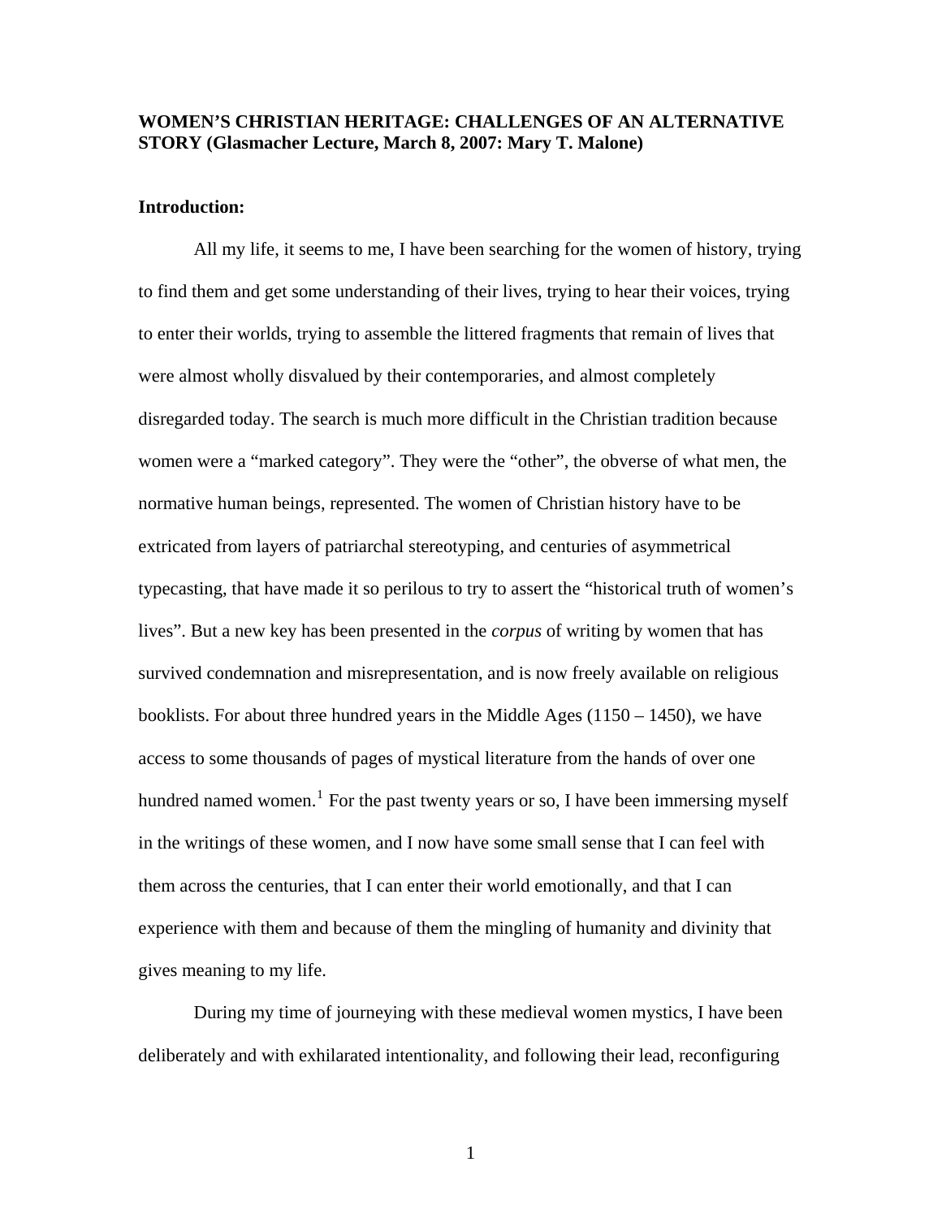**WOMEN'S CHRISTIAN HERITAGE: CHALLENGES OF AN ALTERNATIVE STORY (Glasmacher Lecture, March 8, 2007: Mary T. Malone)**

**Introduction:**

All my life, it seems to me, I have been searching for the women of history, trying to find them and get some understanding of their lives, trying to hear their voices, trying to enter their worlds, trying to assemble the littered fragments that remain of lives that were almost wholly disvalued by their contemporaries, and almost completely disregarded today. The search is much more difficult in the Christian tradition because women were a "marked category". They were the "other", the obverse of what men, the normative human beings, represented. The women of Christian history have to be extricated from layers of patriarchal stereotyping, and centuries of asymmetrical typecasting, that have made it so perilous to try to assert the "historical truth of women's lives". But a new key has been presented in the *corpus* of writing by women that has survived condemnation and misrepresentation, and is now freely available on religious booklists. For about three hundred years in the Middle Ages (1150 – 1450), we have access to some thousands of pages of mystical literature from the hands of over one hundred named women.[1] For the past twenty years or so, I have been immersing myself in the writings of these women, and I now have some small sense that I can feel with them across the centuries, that I can enter their world emotionally, and that I can experience with them and because of them the mingling of humanity and divinity that gives meaning to my life.

During my time of journeying with these medieval women mystics, I have been deliberately and with exhilarated intentionality, and following their lead, reconfiguring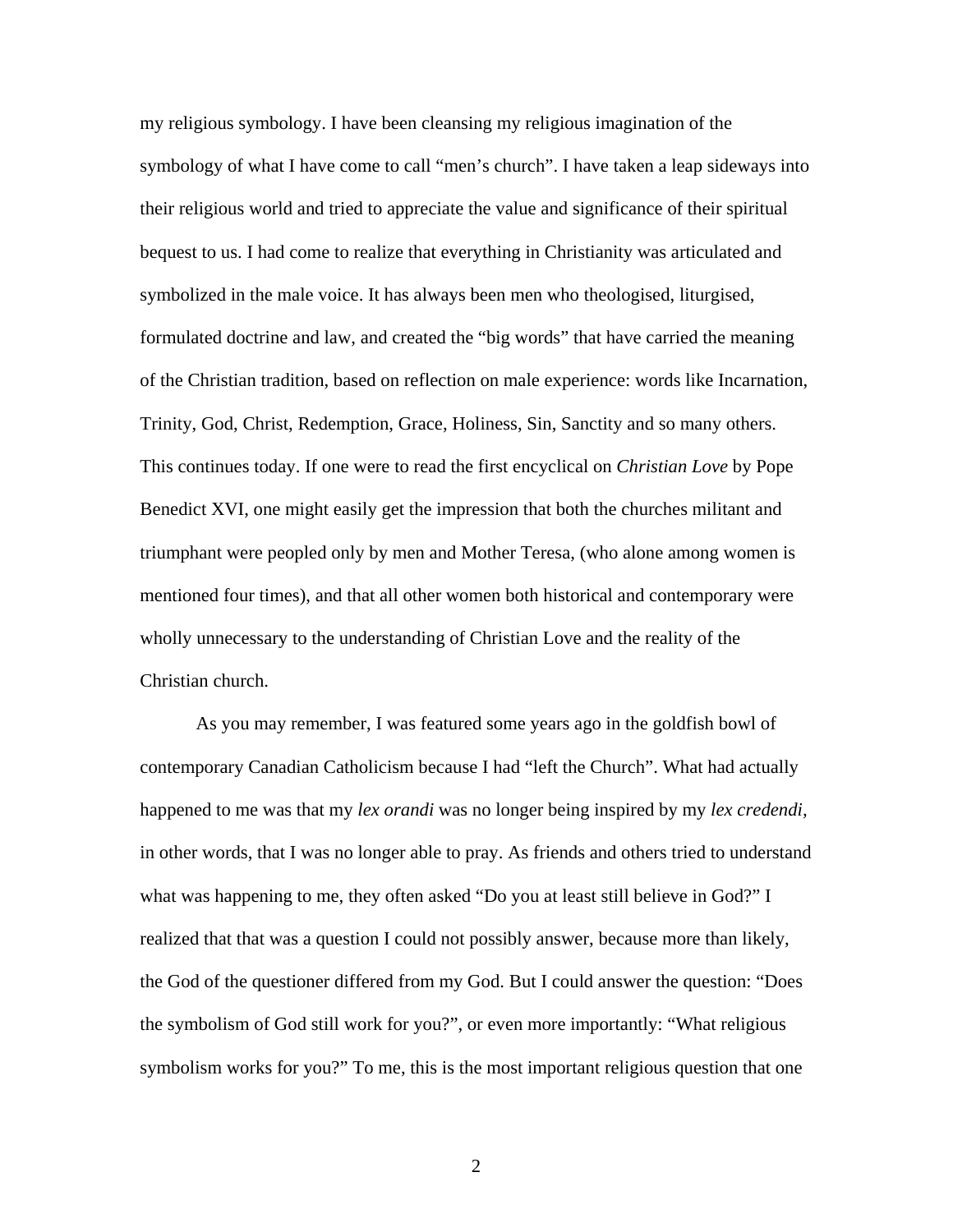my religious symbology. I have been cleansing my religious imagination of the symbology of what I have come to call "men's church". I have taken a leap sideways into their religious world and tried to appreciate the value and significance of their spiritual bequest to us. I had come to realize that everything in Christianity was articulated and symbolized in the male voice. It has always been men who theologised, liturgised, formulated doctrine and law, and created the "big words" that have carried the meaning of the Christian tradition, based on reflection on male experience: words like Incarnation, Trinity, God, Christ, Redemption, Grace, Holiness, Sin, Sanctity and so many others. This continues today. If one were to read the first encyclical on *Christian Love* by Pope Benedict XVI, one might easily get the impression that both the churches militant and triumphant were peopled only by men and Mother Teresa, (who alone among women is mentioned four times), and that all other women both historical and contemporary were wholly unnecessary to the understanding of Christian Love and the reality of the Christian church.

As you may remember, I was featured some years ago in the goldfish bowl of contemporary Canadian Catholicism because I had "left the Church". What had actually happened to me was that my *lex orandi* was no longer being inspired by my *lex credendi*, in other words, that I was no longer able to pray. As friends and others tried to understand what was happening to me, they often asked "Do you at least still believe in God?" I realized that that was a question I could not possibly answer, because more than likely, the God of the questioner differed from my God. But I could answer the question: "Does the symbolism of God still work for you?", or even more importantly: "What religious symbolism works for you?" To me, this is the most important religious question that one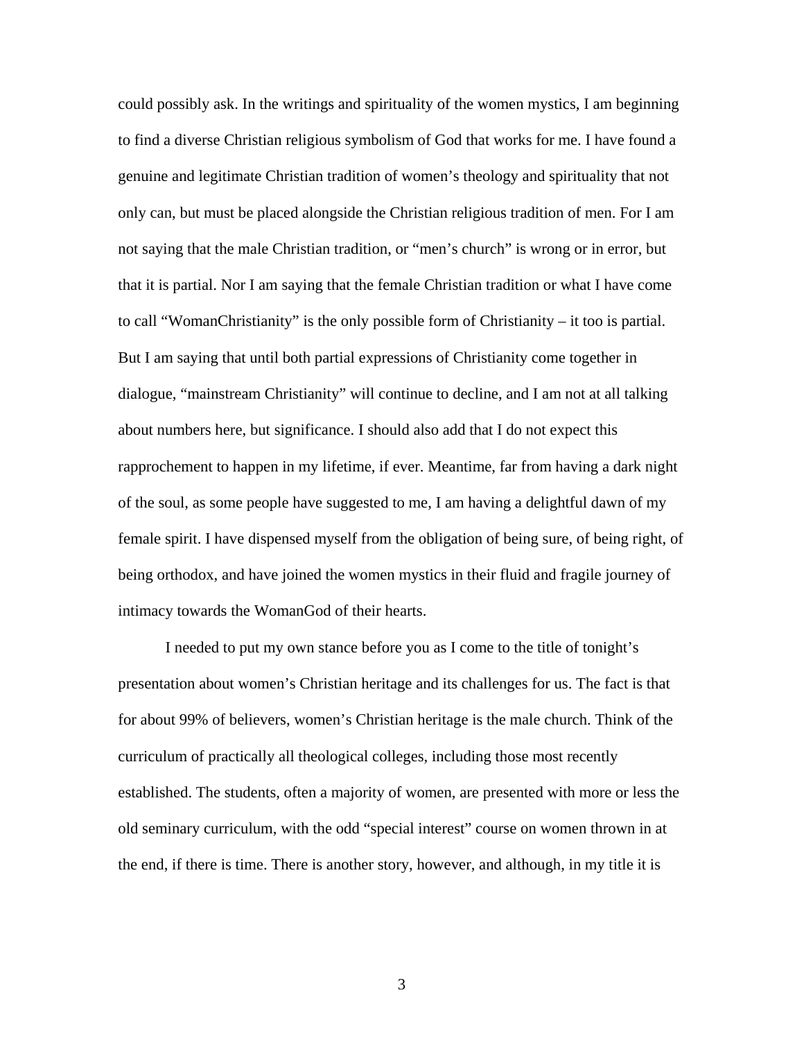could possibly ask. In the writings and spirituality of the women mystics, I am beginning to find a diverse Christian religious symbolism of God that works for me. I have found a genuine and legitimate Christian tradition of women's theology and spirituality that not only can, but must be placed alongside the Christian religious tradition of men. For I am not saying that the male Christian tradition, or "men's church" is wrong or in error, but that it is partial. Nor I am saying that the female Christian tradition or what I have come to call "WomanChristianity" is the only possible form of Christianity – it too is partial. But I am saying that until both partial expressions of Christianity come together in dialogue, "mainstream Christianity" will continue to decline, and I am not at all talking about numbers here, but significance. I should also add that I do not expect this rapprochement to happen in my lifetime, if ever. Meantime, far from having a dark night of the soul, as some people have suggested to me, I am having a delightful dawn of my female spirit. I have dispensed myself from the obligation of being sure, of being right, of being orthodox, and have joined the women mystics in their fluid and fragile journey of intimacy towards the WomanGod of their hearts.

I needed to put my own stance before you as I come to the title of tonight's presentation about women's Christian heritage and its challenges for us. The fact is that for about 99% of believers, women's Christian heritage is the male church. Think of the curriculum of practically all theological colleges, including those most recently established. The students, often a majority of women, are presented with more or less the old seminary curriculum, with the odd "special interest" course on women thrown in at the end, if there is time. There is another story, however, and although, in my title it is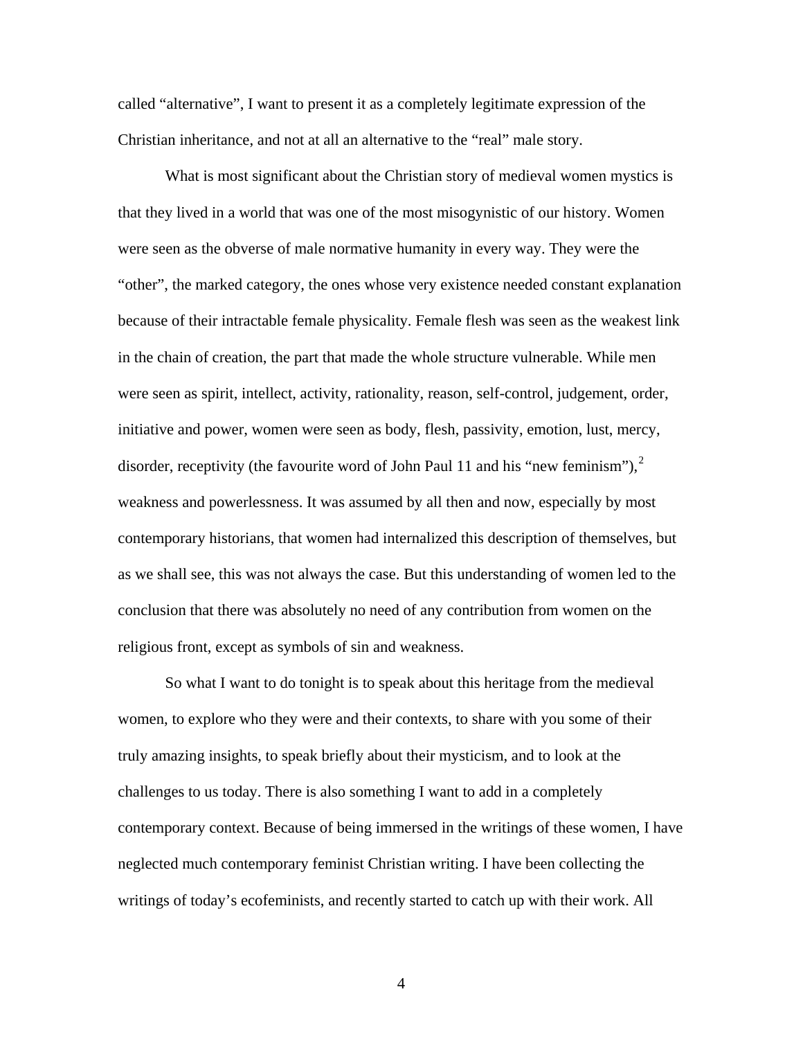called “alternative”, I want to present it as a completely legitimate expression of the Christian inheritance, and not at all an alternative to the “real” male story.

What is most significant about the Christian story of medieval women mystics is that they lived in a world that was one of the most misogynistic of our history. Women were seen as the obverse of male normative humanity in every way. They were the “other”, the marked category, the ones whose very existence needed constant explanation because of their intractable female physicality. Female flesh was seen as the weakest link in the chain of creation, the part that made the whole structure vulnerable. While men were seen as spirit, intellect, activity, rationality, reason, self-control, judgement, order, initiative and power, women were seen as body, flesh, passivity, emotion, lust, mercy, disorder, receptivity (the favourite word of John Paul 11 and his “new feminism”),[2] weakness and powerlessness. It was assumed by all then and now, especially by most contemporary historians, that women had internalized this description of themselves, but as we shall see, this was not always the case. But this understanding of women led to the conclusion that there was absolutely no need of any contribution from women on the religious front, except as symbols of sin and weakness.

So what I want to do tonight is to speak about this heritage from the medieval women, to explore who they were and their contexts, to share with you some of their truly amazing insights, to speak briefly about their mysticism, and to look at the challenges to us today. There is also something I want to add in a completely contemporary context. Because of being immersed in the writings of these women, I have neglected much contemporary feminist Christian writing. I have been collecting the writings of today’s ecofeminists, and recently started to catch up with their work. All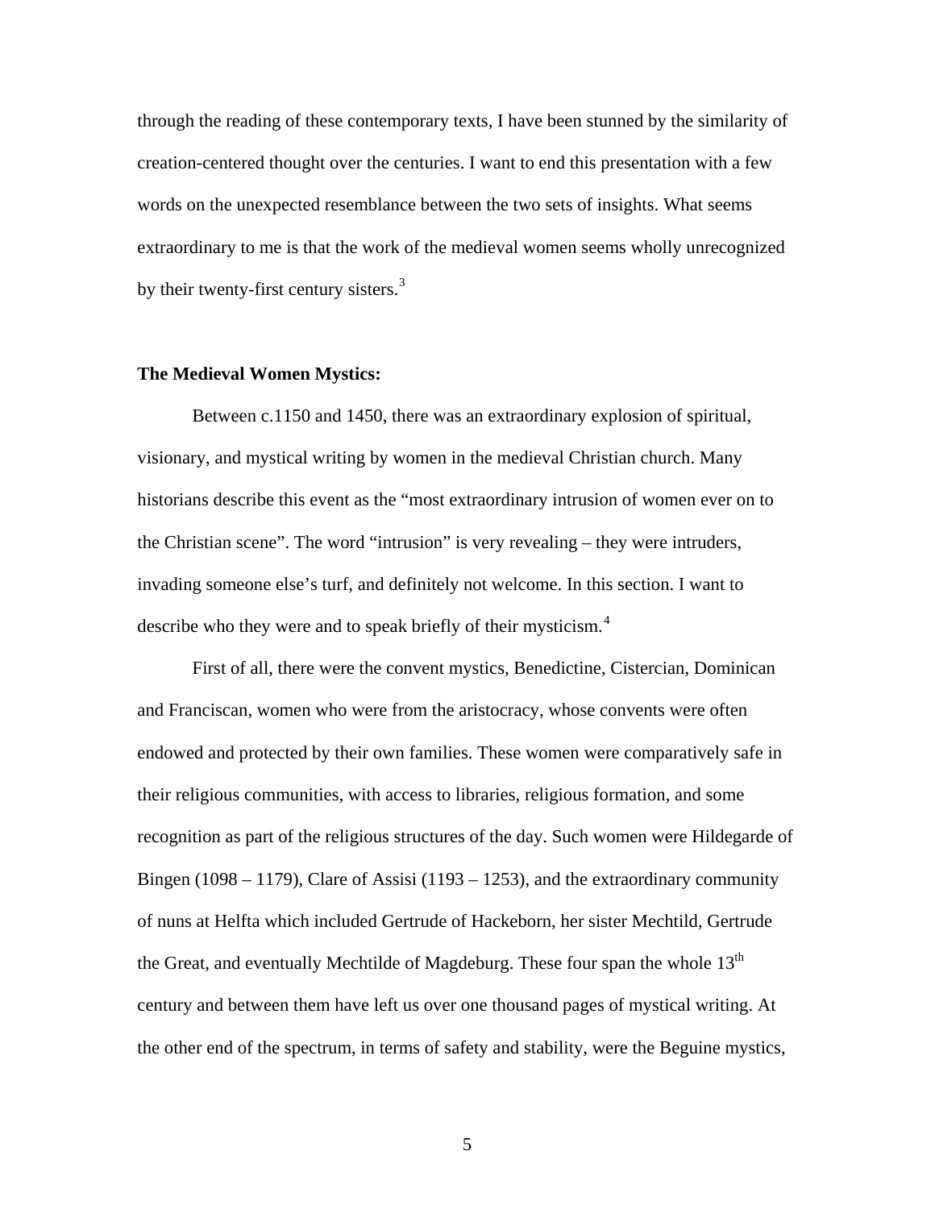through the reading of these contemporary texts, I have been stunned by the similarity of creation-centered thought over the centuries. I want to end this presentation with a few words on the unexpected resemblance between the two sets of insights. What seems extraordinary to me is that the work of the medieval women seems wholly unrecognized by their twenty-first century sisters.[3]

**The Medieval Women Mystics:**

Between c.1150 and 1450, there was an extraordinary explosion of spiritual, visionary, and mystical writing by women in the medieval Christian church. Many historians describe this event as the "most extraordinary intrusion of women ever on to the Christian scene". The word "intrusion" is very revealing – they were intruders, invading someone else's turf, and definitely not welcome. In this section. I want to describe who they were and to speak briefly of their mysticism.[4]

First of all, there were the convent mystics, Benedictine, Cistercian, Dominican and Franciscan, women who were from the aristocracy, whose convents were often endowed and protected by their own families. These women were comparatively safe in their religious communities, with access to libraries, religious formation, and some recognition as part of the religious structures of the day. Such women were Hildegarde of Bingen (1098 – 1179), Clare of Assisi (1193 – 1253), and the extraordinary community of nuns at Helfta which included Gertrude of Hackeborn, her sister Mechtild, Gertrude the Great, and eventually Mechtilde of Magdeburg. These four span the whole 13th century and between them have left us over one thousand pages of mystical writing. At the other end of the spectrum, in terms of safety and stability, were the Beguine mystics,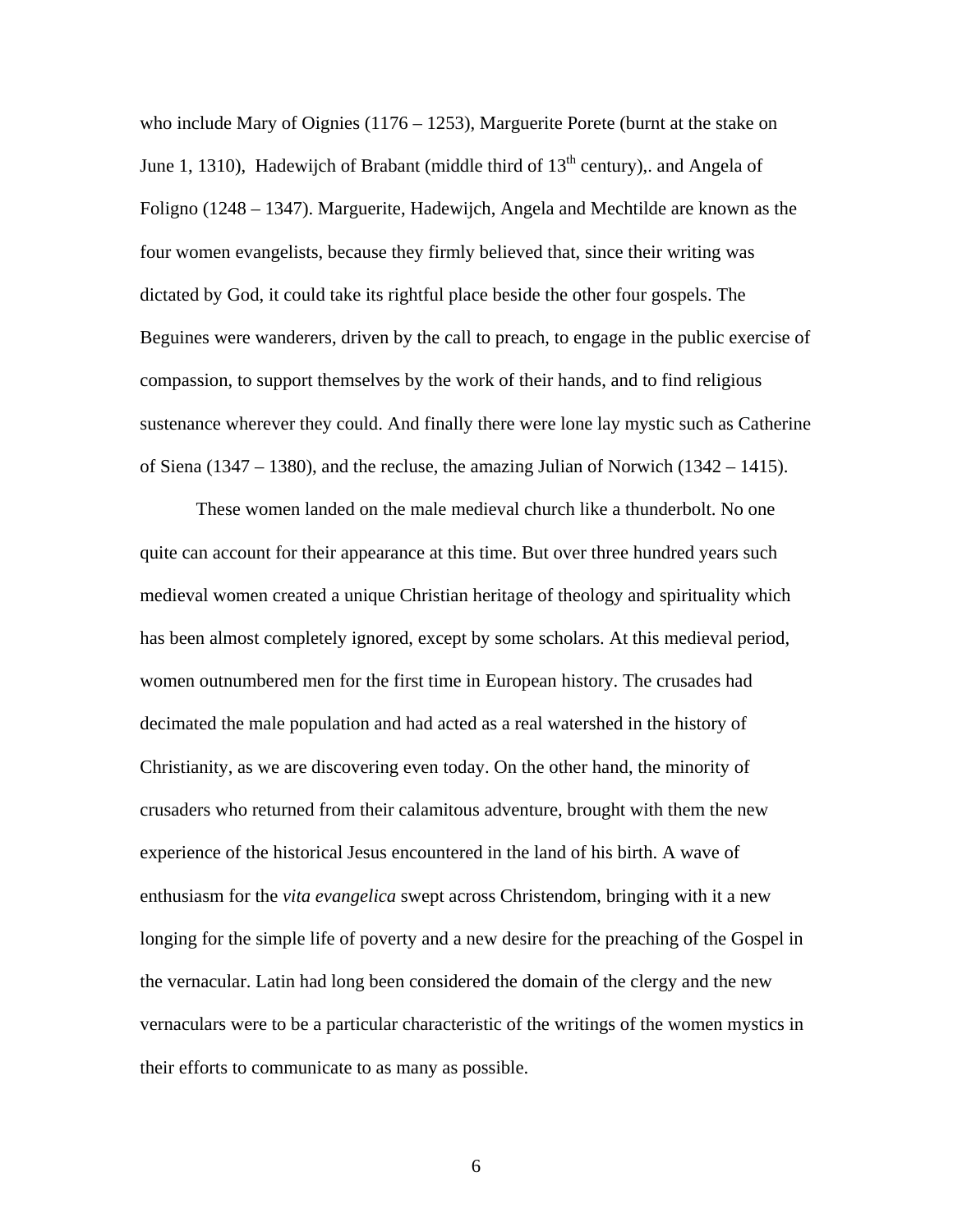who include Mary of Oignies (1176 – 1253), Marguerite Porete (burnt at the stake on June 1, 1310), Hadewijch of Brabant (middle third of 13th century),. and Angela of Foligno (1248 – 1347). Marguerite, Hadewijch, Angela and Mechtilde are known as the four women evangelists, because they firmly believed that, since their writing was dictated by God, it could take its rightful place beside the other four gospels. The Beguines were wanderers, driven by the call to preach, to engage in the public exercise of compassion, to support themselves by the work of their hands, and to find religious sustenance wherever they could. And finally there were lone lay mystic such as Catherine of Siena (1347 – 1380), and the recluse, the amazing Julian of Norwich (1342 – 1415).

These women landed on the male medieval church like a thunderbolt. No one quite can account for their appearance at this time. But over three hundred years such medieval women created a unique Christian heritage of theology and spirituality which has been almost completely ignored, except by some scholars. At this medieval period, women outnumbered men for the first time in European history. The crusades had decimated the male population and had acted as a real watershed in the history of Christianity, as we are discovering even today. On the other hand, the minority of crusaders who returned from their calamitous adventure, brought with them the new experience of the historical Jesus encountered in the land of his birth. A wave of enthusiasm for the *vita evangelica* swept across Christendom, bringing with it a new longing for the simple life of poverty and a new desire for the preaching of the Gospel in the vernacular. Latin had long been considered the domain of the clergy and the new vernaculars were to be a particular characteristic of the writings of the women mystics in their efforts to communicate to as many as possible.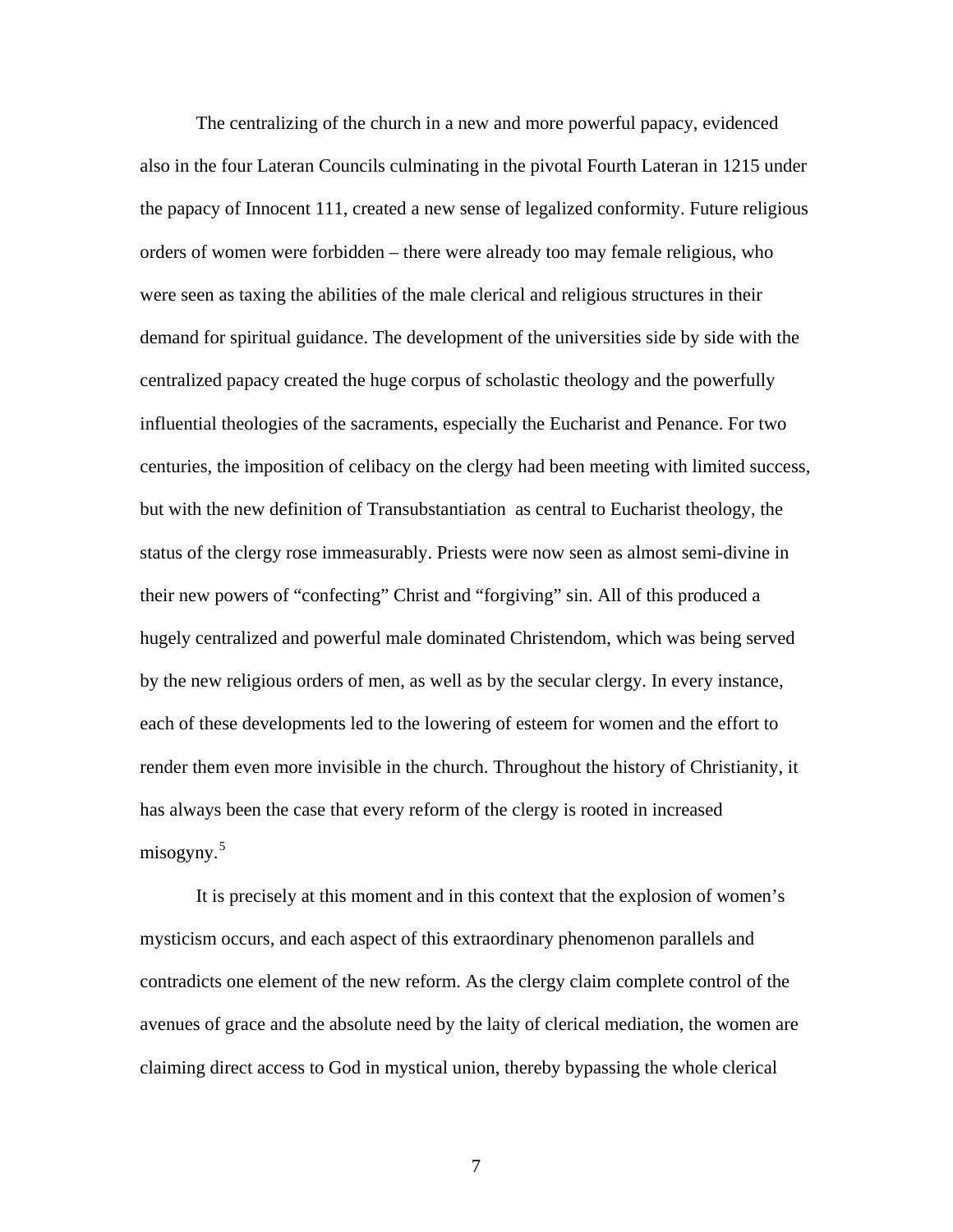The centralizing of the church in a new and more powerful papacy, evidenced also in the four Lateran Councils culminating in the pivotal Fourth Lateran in 1215 under the papacy of Innocent 111, created a new sense of legalized conformity. Future religious orders of women were forbidden – there were already too may female religious, who were seen as taxing the abilities of the male clerical and religious structures in their demand for spiritual guidance. The development of the universities side by side with the centralized papacy created the huge corpus of scholastic theology and the powerfully influential theologies of the sacraments, especially the Eucharist and Penance. For two centuries, the imposition of celibacy on the clergy had been meeting with limited success, but with the new definition of Transubstantiation as central to Eucharist theology, the status of the clergy rose immeasurably. Priests were now seen as almost semi-divine in their new powers of "confecting" Christ and "forgiving" sin. All of this produced a hugely centralized and powerful male dominated Christendom, which was being served by the new religious orders of men, as well as by the secular clergy. In every instance, each of these developments led to the lowering of esteem for women and the effort to render them even more invisible in the church. Throughout the history of Christianity, it has always been the case that every reform of the clergy is rooted in increased misogyny.[5]

It is precisely at this moment and in this context that the explosion of women's mysticism occurs, and each aspect of this extraordinary phenomenon parallels and contradicts one element of the new reform. As the clergy claim complete control of the avenues of grace and the absolute need by the laity of clerical mediation, the women are claiming direct access to God in mystical union, thereby bypassing the whole clerical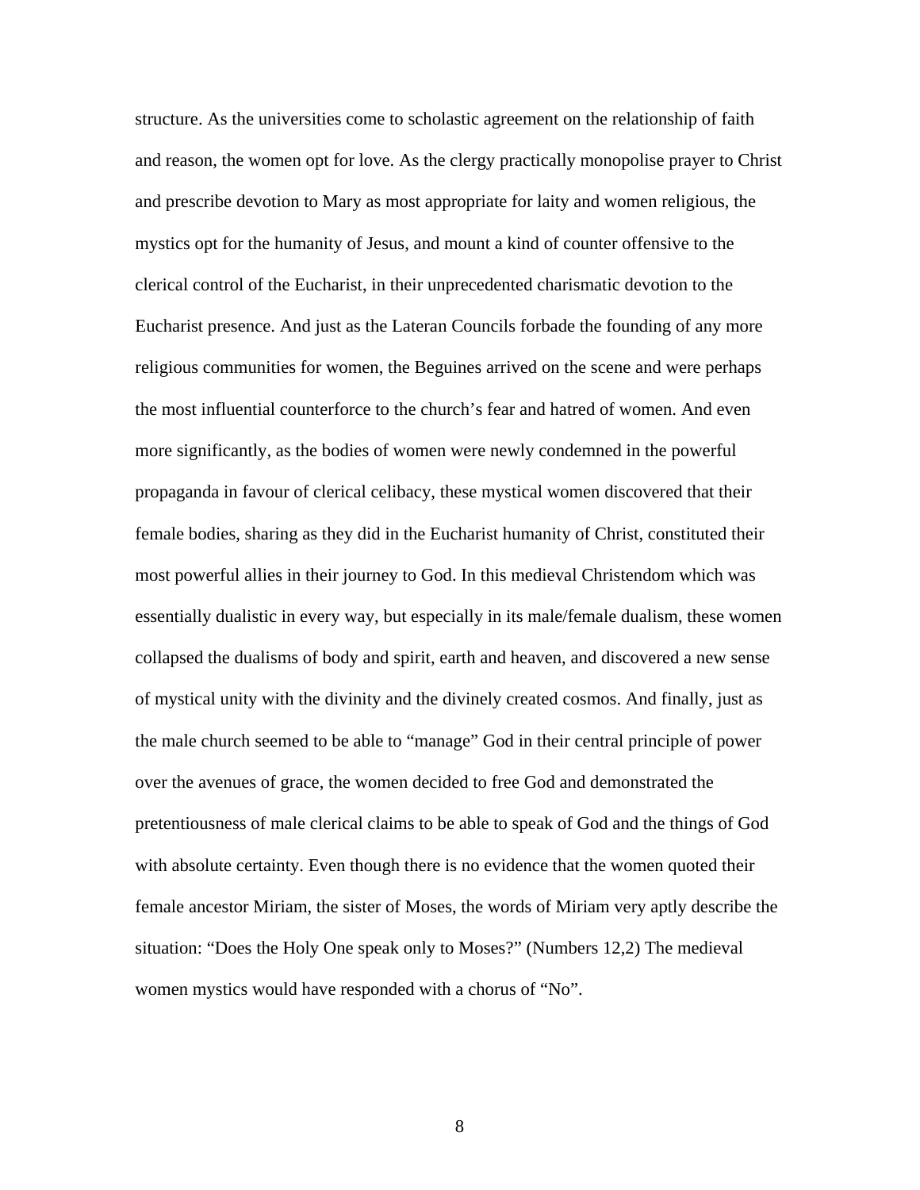structure. As the universities come to scholastic agreement on the relationship of faith and reason, the women opt for love. As the clergy practically monopolise prayer to Christ and prescribe devotion to Mary as most appropriate for laity and women religious, the mystics opt for the humanity of Jesus, and mount a kind of counter offensive to the clerical control of the Eucharist, in their unprecedented charismatic devotion to the Eucharist presence. And just as the Lateran Councils forbade the founding of any more religious communities for women, the Beguines arrived on the scene and were perhaps the most influential counterforce to the church's fear and hatred of women. And even more significantly, as the bodies of women were newly condemned in the powerful propaganda in favour of clerical celibacy, these mystical women discovered that their female bodies, sharing as they did in the Eucharist humanity of Christ, constituted their most powerful allies in their journey to God. In this medieval Christendom which was essentially dualistic in every way, but especially in its male/female dualism, these women collapsed the dualisms of body and spirit, earth and heaven, and discovered a new sense of mystical unity with the divinity and the divinely created cosmos. And finally, just as the male church seemed to be able to "manage" God in their central principle of power over the avenues of grace, the women decided to free God and demonstrated the pretentiousness of male clerical claims to be able to speak of God and the things of God with absolute certainty. Even though there is no evidence that the women quoted their female ancestor Miriam, the sister of Moses, the words of Miriam very aptly describe the situation: "Does the Holy One speak only to Moses?" (Numbers 12,2) The medieval women mystics would have responded with a chorus of "No".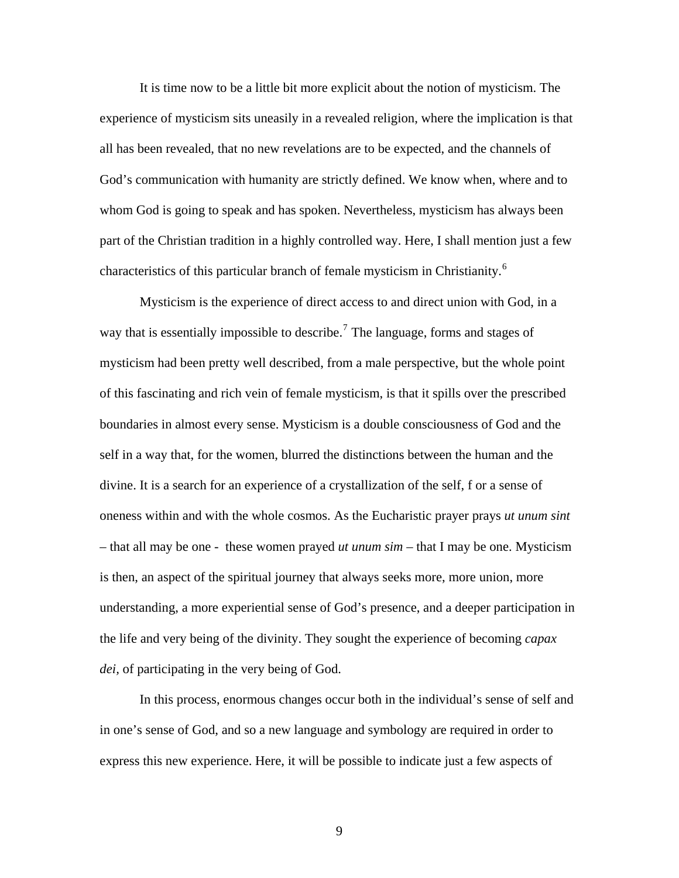It is time now to be a little bit more explicit about the notion of mysticism. The experience of mysticism sits uneasily in a revealed religion, where the implication is that all has been revealed, that no new revelations are to be expected, and the channels of God's communication with humanity are strictly defined. We know when, where and to whom God is going to speak and has spoken. Nevertheless, mysticism has always been part of the Christian tradition in a highly controlled way. Here, I shall mention just a few characteristics of this particular branch of female mysticism in Christianity.[6]

Mysticism is the experience of direct access to and direct union with God, in a way that is essentially impossible to describe.[7] The language, forms and stages of mysticism had been pretty well described, from a male perspective, but the whole point of this fascinating and rich vein of female mysticism, is that it spills over the prescribed boundaries in almost every sense. Mysticism is a double consciousness of God and the self in a way that, for the women, blurred the distinctions between the human and the divine. It is a search for an experience of a crystallization of the self, f or a sense of oneness within and with the whole cosmos. As the Eucharistic prayer prays *ut unum sint* – that all may be one - these women prayed *ut unum sim* – that I may be one. Mysticism is then, an aspect of the spiritual journey that always seeks more, more union, more understanding, a more experiential sense of God's presence, and a deeper participation in the life and very being of the divinity. They sought the experience of becoming *capax dei*, of participating in the very being of God.

In this process, enormous changes occur both in the individual's sense of self and in one's sense of God, and so a new language and symbology are required in order to express this new experience. Here, it will be possible to indicate just a few aspects of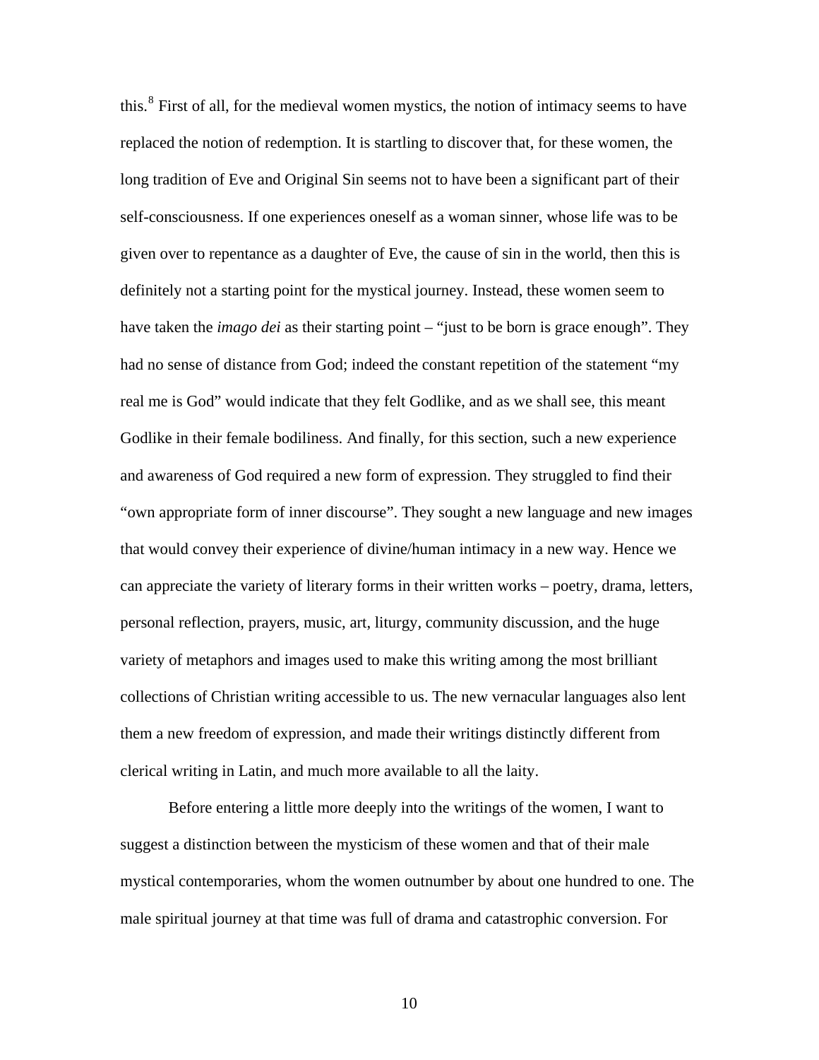this.[8] First of all, for the medieval women mystics, the notion of intimacy seems to have replaced the notion of redemption. It is startling to discover that, for these women, the long tradition of Eve and Original Sin seems not to have been a significant part of their self-consciousness. If one experiences oneself as a woman sinner, whose life was to be given over to repentance as a daughter of Eve, the cause of sin in the world, then this is definitely not a starting point for the mystical journey. Instead, these women seem to have taken the *imago dei* as their starting point – "just to be born is grace enough". They had no sense of distance from God; indeed the constant repetition of the statement "my real me is God" would indicate that they felt Godlike, and as we shall see, this meant Godlike in their female bodiliness. And finally, for this section, such a new experience and awareness of God required a new form of expression. They struggled to find their "own appropriate form of inner discourse". They sought a new language and new images that would convey their experience of divine/human intimacy in a new way. Hence we can appreciate the variety of literary forms in their written works – poetry, drama, letters, personal reflection, prayers, music, art, liturgy, community discussion, and the huge variety of metaphors and images used to make this writing among the most brilliant collections of Christian writing accessible to us. The new vernacular languages also lent them a new freedom of expression, and made their writings distinctly different from clerical writing in Latin, and much more available to all the laity.

Before entering a little more deeply into the writings of the women, I want to suggest a distinction between the mysticism of these women and that of their male mystical contemporaries, whom the women outnumber by about one hundred to one. The male spiritual journey at that time was full of drama and catastrophic conversion. For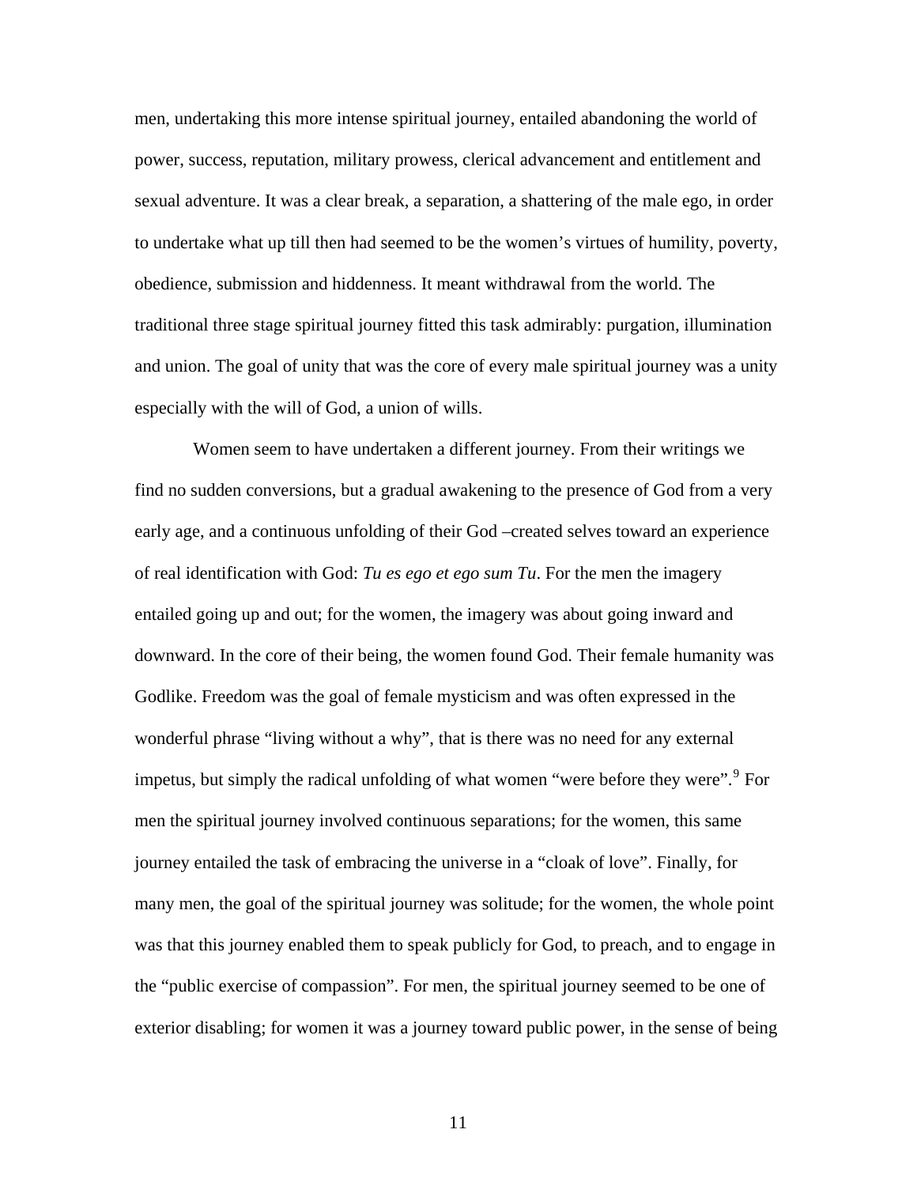men, undertaking this more intense spiritual journey, entailed abandoning the world of power, success, reputation, military prowess, clerical advancement and entitlement and sexual adventure. It was a clear break, a separation, a shattering of the male ego, in order to undertake what up till then had seemed to be the women's virtues of humility, poverty, obedience, submission and hiddenness. It meant withdrawal from the world. The traditional three stage spiritual journey fitted this task admirably: purgation, illumination and union. The goal of unity that was the core of every male spiritual journey was a unity especially with the will of God, a union of wills.

Women seem to have undertaken a different journey. From their writings we find no sudden conversions, but a gradual awakening to the presence of God from a very early age, and a continuous unfolding of their God –created selves toward an experience of real identification with God: *Tu es ego et ego sum Tu*. For the men the imagery entailed going up and out; for the women, the imagery was about going inward and downward. In the core of their being, the women found God. Their female humanity was Godlike. Freedom was the goal of female mysticism and was often expressed in the wonderful phrase "living without a why", that is there was no need for any external impetus, but simply the radical unfolding of what women "were before they were".[9] For men the spiritual journey involved continuous separations; for the women, this same journey entailed the task of embracing the universe in a "cloak of love". Finally, for many men, the goal of the spiritual journey was solitude; for the women, the whole point was that this journey enabled them to speak publicly for God, to preach, and to engage in the "public exercise of compassion". For men, the spiritual journey seemed to be one of exterior disabling; for women it was a journey toward public power, in the sense of being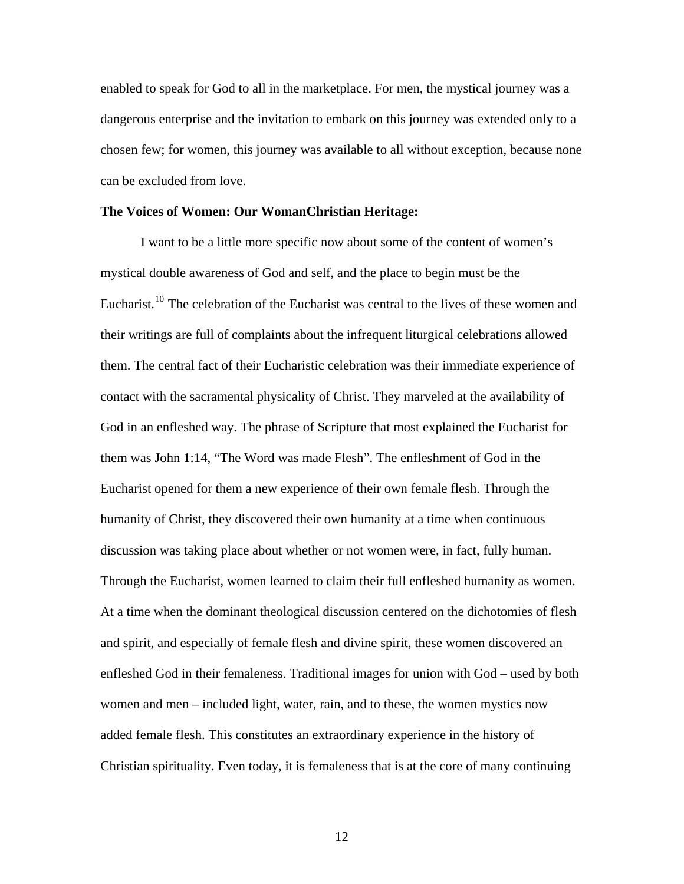enabled to speak for God to all in the marketplace. For men, the mystical journey was a dangerous enterprise and the invitation to embark on this journey was extended only to a chosen few; for women, this journey was available to all without exception, because none can be excluded from love.

**The Voices of Women: Our WomanChristian Heritage:**

I want to be a little more specific now about some of the content of women's mystical double awareness of God and self, and the place to begin must be the Eucharist.[10] The celebration of the Eucharist was central to the lives of these women and their writings are full of complaints about the infrequent liturgical celebrations allowed them. The central fact of their Eucharistic celebration was their immediate experience of contact with the sacramental physicality of Christ. They marveled at the availability of God in an enfleshed way. The phrase of Scripture that most explained the Eucharist for them was John 1:14, "The Word was made Flesh". The enfleshment of God in the Eucharist opened for them a new experience of their own female flesh. Through the humanity of Christ, they discovered their own humanity at a time when continuous discussion was taking place about whether or not women were, in fact, fully human. Through the Eucharist, women learned to claim their full enfleshed humanity as women. At a time when the dominant theological discussion centered on the dichotomies of flesh and spirit, and especially of female flesh and divine spirit, these women discovered an enfleshed God in their femaleness. Traditional images for union with God – used by both women and men – included light, water, rain, and to these, the women mystics now added female flesh. This constitutes an extraordinary experience in the history of Christian spirituality. Even today, it is femaleness that is at the core of many continuing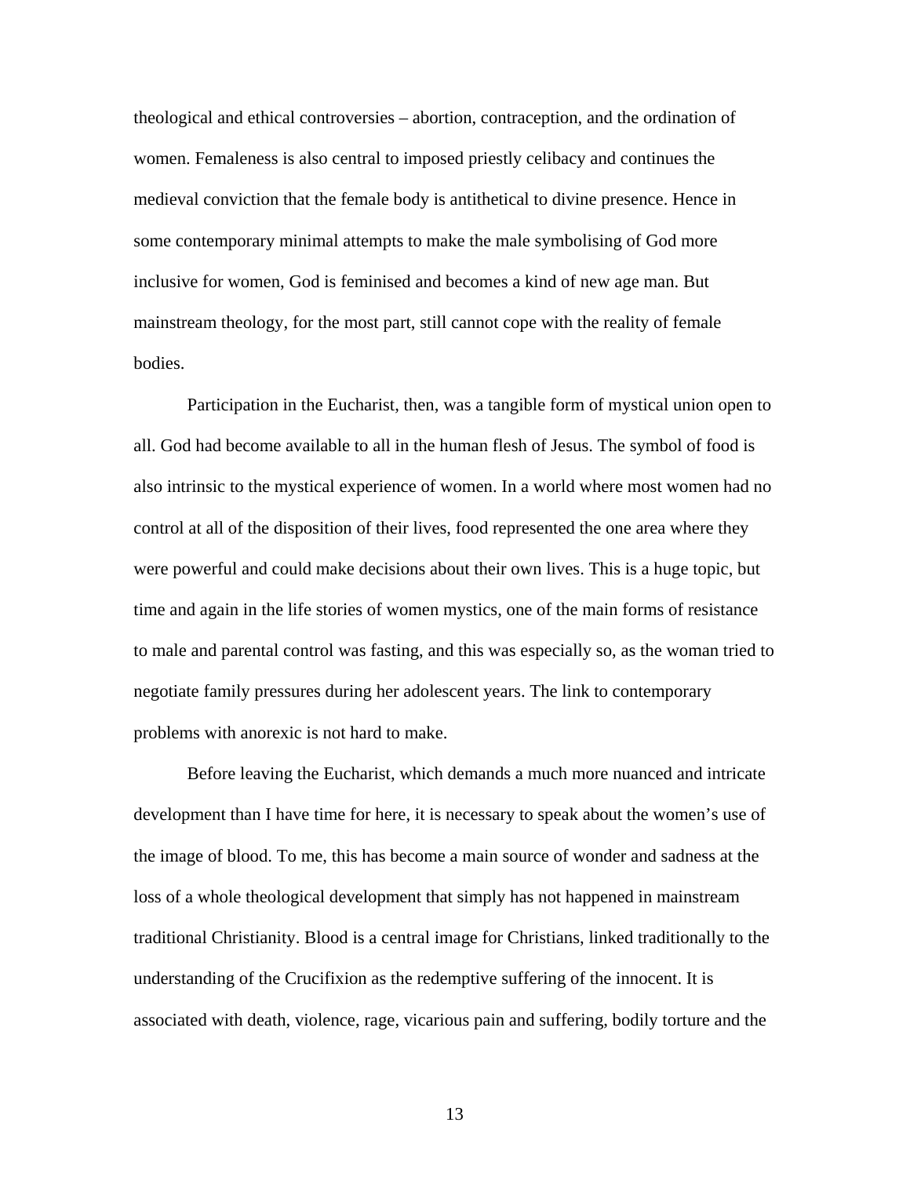theological and ethical controversies – abortion, contraception, and the ordination of women. Femaleness is also central to imposed priestly celibacy and continues the medieval conviction that the female body is antithetical to divine presence. Hence in some contemporary minimal attempts to make the male symbolising of God more inclusive for women, God is feminised and becomes a kind of new age man. But mainstream theology, for the most part, still cannot cope with the reality of female bodies.

Participation in the Eucharist, then, was a tangible form of mystical union open to all. God had become available to all in the human flesh of Jesus. The symbol of food is also intrinsic to the mystical experience of women. In a world where most women had no control at all of the disposition of their lives, food represented the one area where they were powerful and could make decisions about their own lives. This is a huge topic, but time and again in the life stories of women mystics, one of the main forms of resistance to male and parental control was fasting, and this was especially so, as the woman tried to negotiate family pressures during her adolescent years. The link to contemporary problems with anorexic is not hard to make.

Before leaving the Eucharist, which demands a much more nuanced and intricate development than I have time for here, it is necessary to speak about the women's use of the image of blood. To me, this has become a main source of wonder and sadness at the loss of a whole theological development that simply has not happened in mainstream traditional Christianity. Blood is a central image for Christians, linked traditionally to the understanding of the Crucifixion as the redemptive suffering of the innocent. It is associated with death, violence, rage, vicarious pain and suffering, bodily torture and the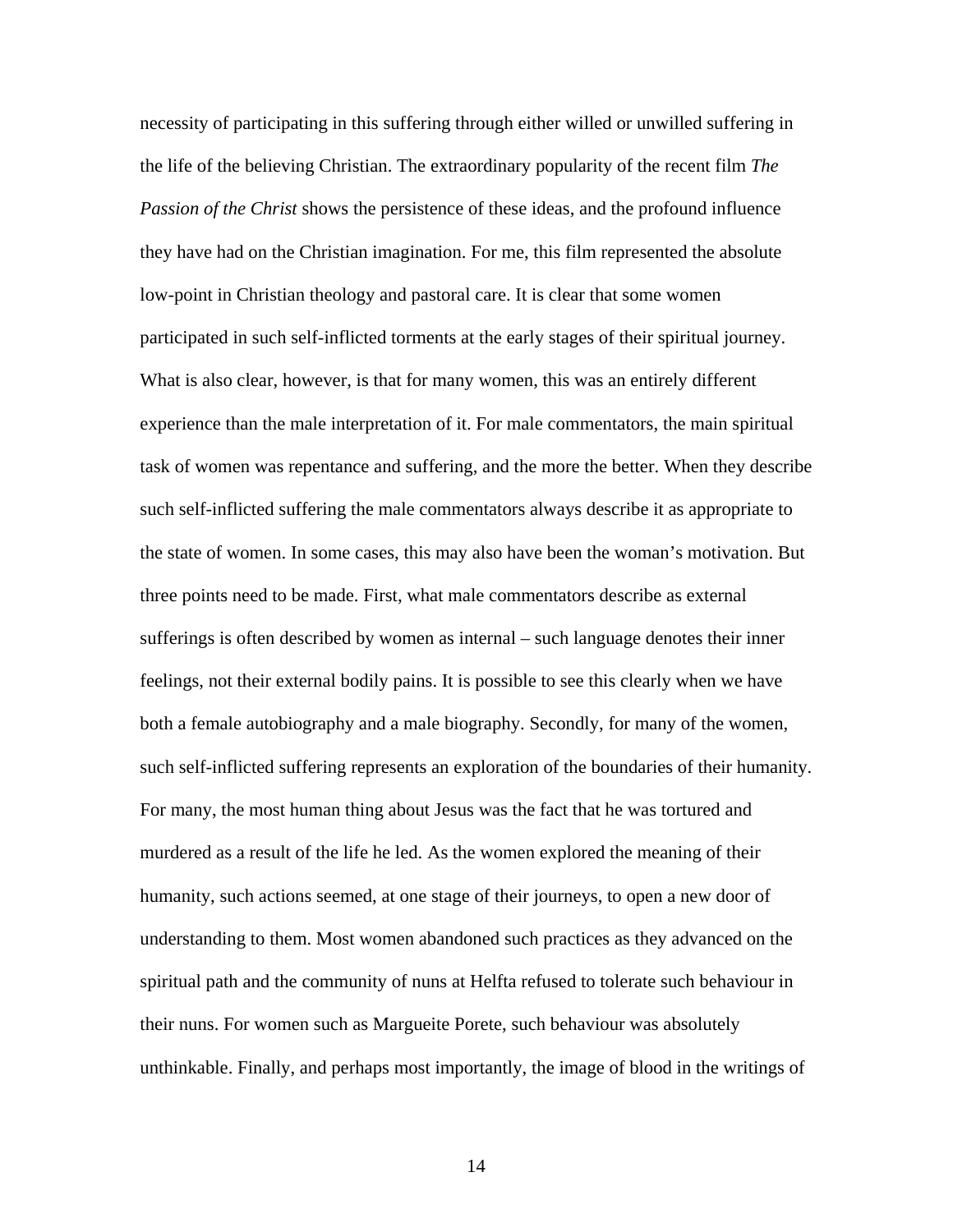necessity of participating in this suffering through either willed or unwilled suffering in the life of the believing Christian. The extraordinary popularity of the recent film *The Passion of the Christ* shows the persistence of these ideas, and the profound influence they have had on the Christian imagination. For me, this film represented the absolute low-point in Christian theology and pastoral care. It is clear that some women participated in such self-inflicted torments at the early stages of their spiritual journey. What is also clear, however, is that for many women, this was an entirely different experience than the male interpretation of it. For male commentators, the main spiritual task of women was repentance and suffering, and the more the better. When they describe such self-inflicted suffering the male commentators always describe it as appropriate to the state of women. In some cases, this may also have been the woman's motivation. But three points need to be made. First, what male commentators describe as external sufferings is often described by women as internal – such language denotes their inner feelings, not their external bodily pains. It is possible to see this clearly when we have both a female autobiography and a male biography. Secondly, for many of the women, such self-inflicted suffering represents an exploration of the boundaries of their humanity. For many, the most human thing about Jesus was the fact that he was tortured and murdered as a result of the life he led. As the women explored the meaning of their humanity, such actions seemed, at one stage of their journeys, to open a new door of understanding to them. Most women abandoned such practices as they advanced on the spiritual path and the community of nuns at Helfta refused to tolerate such behaviour in their nuns. For women such as Margueite Porete, such behaviour was absolutely unthinkable. Finally, and perhaps most importantly, the image of blood in the writings of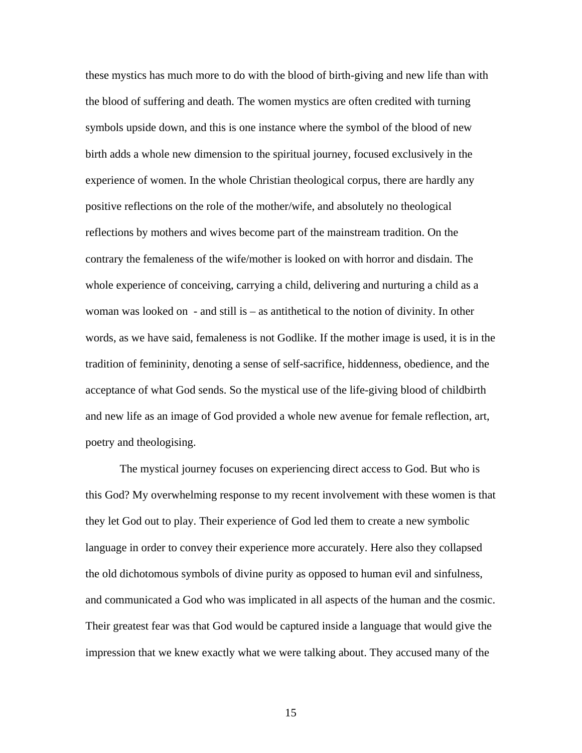these mystics has much more to do with the blood of birth-giving and new life than with the blood of suffering and death. The women mystics are often credited with turning symbols upside down, and this is one instance where the symbol of the blood of new birth adds a whole new dimension to the spiritual journey, focused exclusively in the experience of women. In the whole Christian theological corpus, there are hardly any positive reflections on the role of the mother/wife, and absolutely no theological reflections by mothers and wives become part of the mainstream tradition. On the contrary the femaleness of the wife/mother is looked on with horror and disdain. The whole experience of conceiving, carrying a child, delivering and nurturing a child as a woman was looked on - and still is – as antithetical to the notion of divinity. In other words, as we have said, femaleness is not Godlike. If the mother image is used, it is in the tradition of femininity, denoting a sense of self-sacrifice, hiddenness, obedience, and the acceptance of what God sends. So the mystical use of the life-giving blood of childbirth and new life as an image of God provided a whole new avenue for female reflection, art, poetry and theologising.

The mystical journey focuses on experiencing direct access to God. But who is this God? My overwhelming response to my recent involvement with these women is that they let God out to play. Their experience of God led them to create a new symbolic language in order to convey their experience more accurately. Here also they collapsed the old dichotomous symbols of divine purity as opposed to human evil and sinfulness, and communicated a God who was implicated in all aspects of the human and the cosmic. Their greatest fear was that God would be captured inside a language that would give the impression that we knew exactly what we were talking about. They accused many of the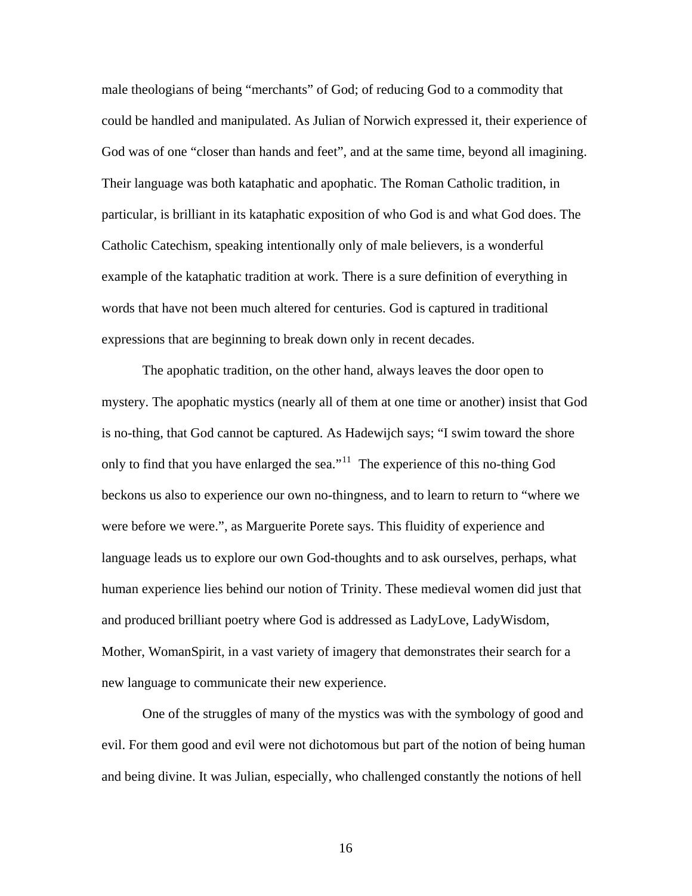male theologians of being "merchants" of God; of reducing God to a commodity that could be handled and manipulated. As Julian of Norwich expressed it, their experience of God was of one "closer than hands and feet", and at the same time, beyond all imagining. Their language was both kataphatic and apophatic. The Roman Catholic tradition, in particular, is brilliant in its kataphatic exposition of who God is and what God does. The Catholic Catechism, speaking intentionally only of male believers, is a wonderful example of the kataphatic tradition at work. There is a sure definition of everything in words that have not been much altered for centuries. God is captured in traditional expressions that are beginning to break down only in recent decades.

The apophatic tradition, on the other hand, always leaves the door open to mystery. The apophatic mystics (nearly all of them at one time or another) insist that God is no-thing, that God cannot be captured. As Hadewijch says; "I swim toward the shore only to find that you have enlarged the sea."[11] The experience of this no-thing God beckons us also to experience our own no-thingness, and to learn to return to "where we were before we were.", as Marguerite Porete says. This fluidity of experience and language leads us to explore our own God-thoughts and to ask ourselves, perhaps, what human experience lies behind our notion of Trinity. These medieval women did just that and produced brilliant poetry where God is addressed as LadyLove, LadyWisdom, Mother, WomanSpirit, in a vast variety of imagery that demonstrates their search for a new language to communicate their new experience.

One of the struggles of many of the mystics was with the symbology of good and evil. For them good and evil were not dichotomous but part of the notion of being human and being divine. It was Julian, especially, who challenged constantly the notions of hell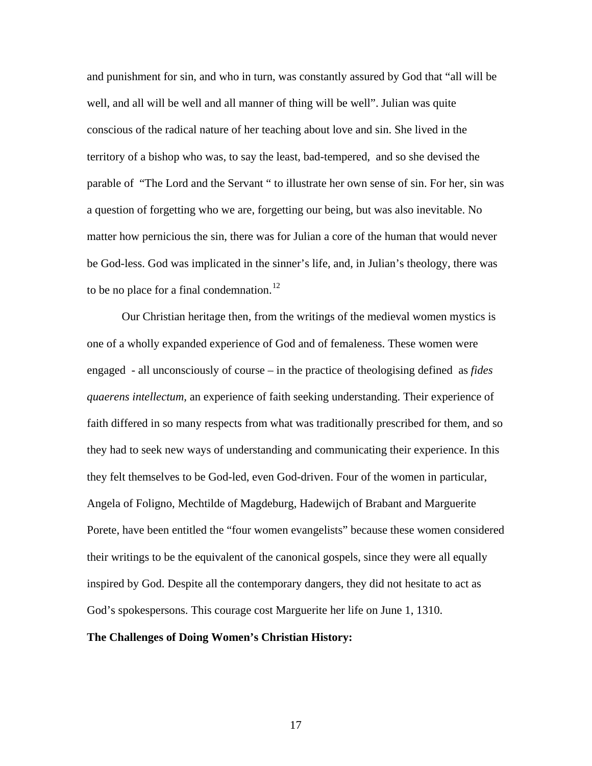and punishment for sin, and who in turn, was constantly assured by God that "all will be well, and all will be well and all manner of thing will be well". Julian was quite conscious of the radical nature of her teaching about love and sin. She lived in the territory of a bishop who was, to say the least, bad-tempered, and so she devised the parable of "The Lord and the Servant " to illustrate her own sense of sin. For her, sin was a question of forgetting who we are, forgetting our being, but was also inevitable. No matter how pernicious the sin, there was for Julian a core of the human that would never be God-less. God was implicated in the sinner's life, and, in Julian's theology, there was to be no place for a final condemnation.[12]

Our Christian heritage then, from the writings of the medieval women mystics is one of a wholly expanded experience of God and of femaleness. These women were engaged - all unconsciously of course – in the practice of theologising defined as *fides quaerens intellectum,* an experience of faith seeking understanding. Their experience of faith differed in so many respects from what was traditionally prescribed for them, and so they had to seek new ways of understanding and communicating their experience. In this they felt themselves to be God-led, even God-driven. Four of the women in particular, Angela of Foligno, Mechtilde of Magdeburg, Hadewijch of Brabant and Marguerite Porete, have been entitled the "four women evangelists" because these women considered their writings to be the equivalent of the canonical gospels, since they were all equally inspired by God. Despite all the contemporary dangers, they did not hesitate to act as God's spokespersons. This courage cost Marguerite her life on June 1, 1310.

**The Challenges of Doing Women's Christian History:**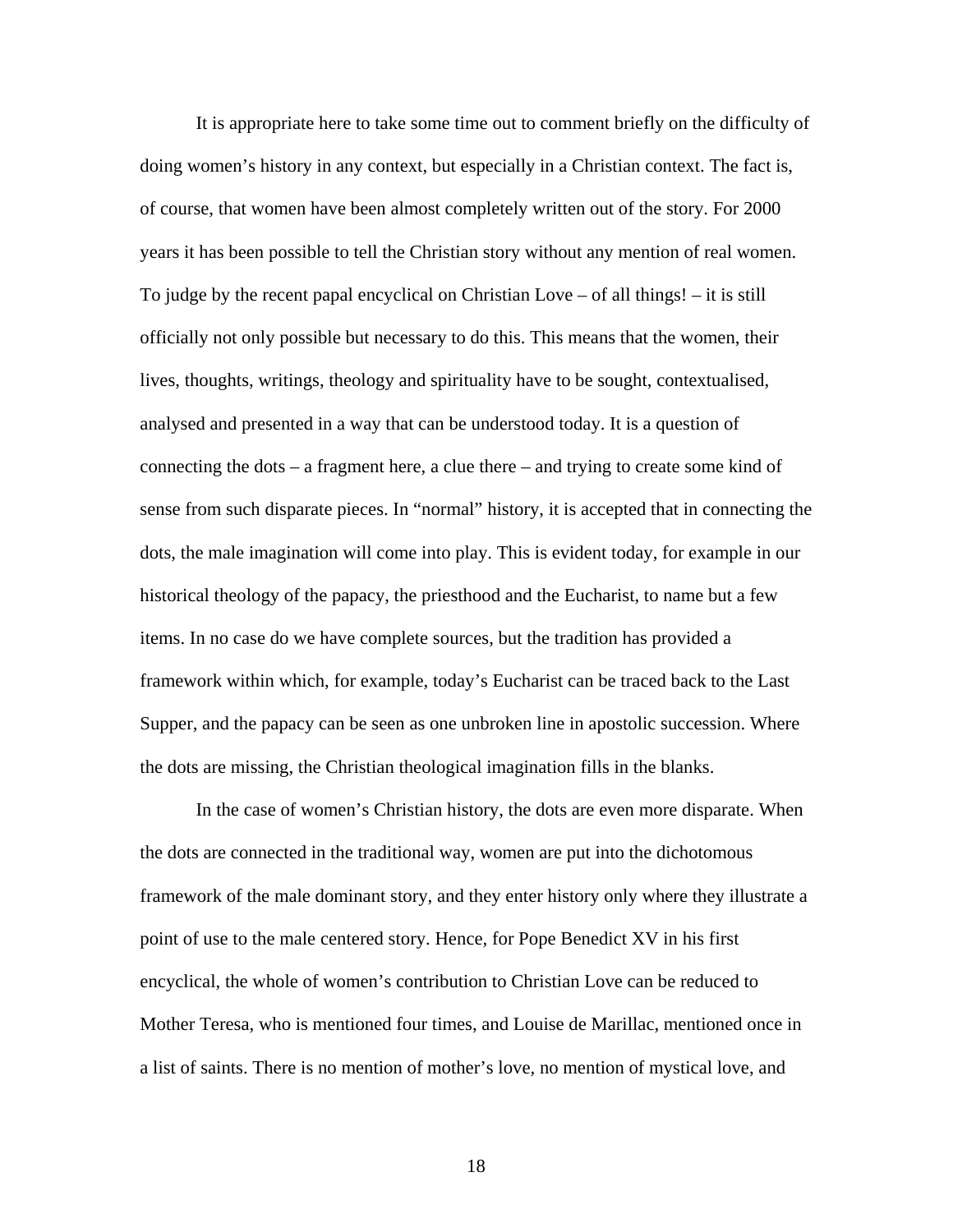It is appropriate here to take some time out to comment briefly on the difficulty of doing women's history in any context, but especially in a Christian context. The fact is, of course, that women have been almost completely written out of the story. For 2000 years it has been possible to tell the Christian story without any mention of real women. To judge by the recent papal encyclical on Christian Love – of all things! – it is still officially not only possible but necessary to do this. This means that the women, their lives, thoughts, writings, theology and spirituality have to be sought, contextualised, analysed and presented in a way that can be understood today. It is a question of connecting the dots – a fragment here, a clue there – and trying to create some kind of sense from such disparate pieces. In "normal" history, it is accepted that in connecting the dots, the male imagination will come into play. This is evident today, for example in our historical theology of the papacy, the priesthood and the Eucharist, to name but a few items. In no case do we have complete sources, but the tradition has provided a framework within which, for example, today's Eucharist can be traced back to the Last Supper, and the papacy can be seen as one unbroken line in apostolic succession. Where the dots are missing, the Christian theological imagination fills in the blanks.

In the case of women's Christian history, the dots are even more disparate. When the dots are connected in the traditional way, women are put into the dichotomous framework of the male dominant story, and they enter history only where they illustrate a point of use to the male centered story. Hence, for Pope Benedict XV in his first encyclical, the whole of women's contribution to Christian Love can be reduced to Mother Teresa, who is mentioned four times, and Louise de Marillac, mentioned once in a list of saints. There is no mention of mother's love, no mention of mystical love, and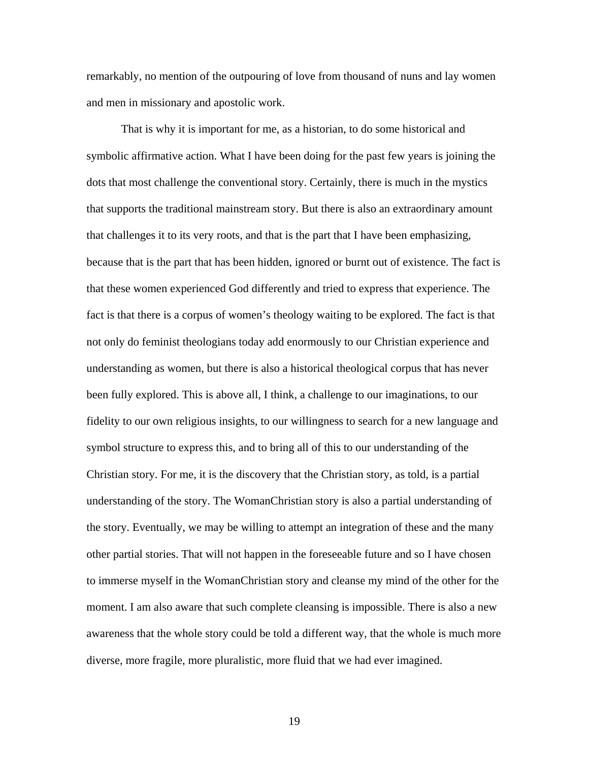remarkably, no mention of the outpouring of love from thousand of nuns and lay women and men in missionary and apostolic work.

That is why it is important for me, as a historian, to do some historical and symbolic affirmative action. What I have been doing for the past few years is joining the dots that most challenge the conventional story. Certainly, there is much in the mystics that supports the traditional mainstream story. But there is also an extraordinary amount that challenges it to its very roots, and that is the part that I have been emphasizing, because that is the part that has been hidden, ignored or burnt out of existence. The fact is that these women experienced God differently and tried to express that experience. The fact is that there is a corpus of women's theology waiting to be explored. The fact is that not only do feminist theologians today add enormously to our Christian experience and understanding as women, but there is also a historical theological corpus that has never been fully explored. This is above all, I think, a challenge to our imaginations, to our fidelity to our own religious insights, to our willingness to search for a new language and symbol structure to express this, and to bring all of this to our understanding of the Christian story. For me, it is the discovery that the Christian story, as told, is a partial understanding of the story. The WomanChristian story is also a partial understanding of the story. Eventually, we may be willing to attempt an integration of these and the many other partial stories. That will not happen in the foreseeable future and so I have chosen to immerse myself in the WomanChristian story and cleanse my mind of the other for the moment. I am also aware that such complete cleansing is impossible. There is also a new awareness that the whole story could be told a different way, that the whole is much more diverse, more fragile, more pluralistic, more fluid that we had ever imagined.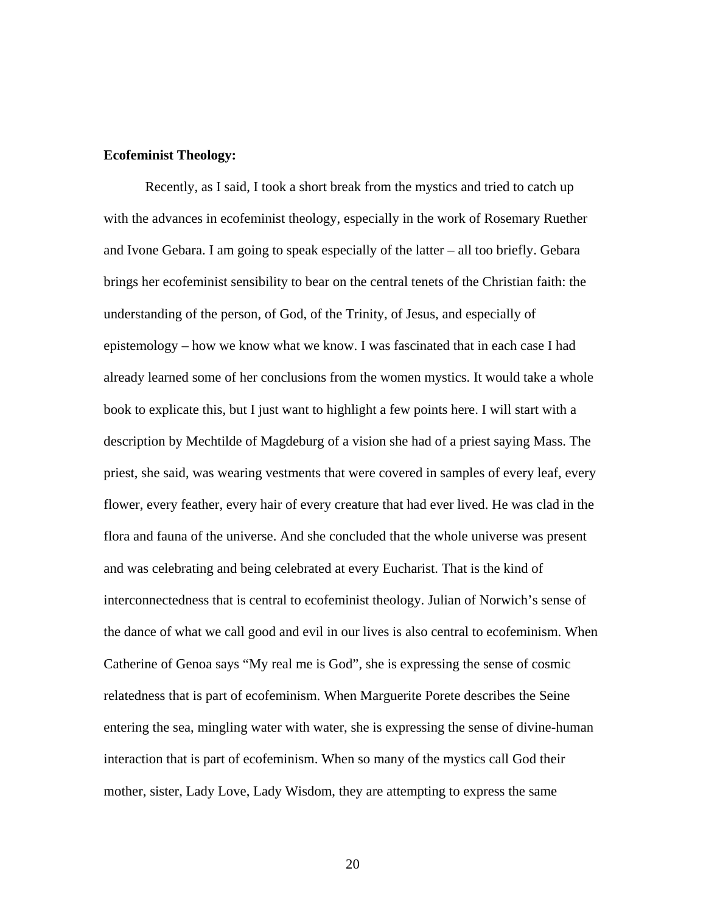**Ecofeminist Theology:**

Recently, as I said, I took a short break from the mystics and tried to catch up with the advances in ecofeminist theology, especially in the work of Rosemary Ruether and Ivone Gebara. I am going to speak especially of the latter – all too briefly. Gebara brings her ecofeminist sensibility to bear on the central tenets of the Christian faith: the understanding of the person, of God, of the Trinity, of Jesus, and especially of epistemology – how we know what we know. I was fascinated that in each case I had already learned some of her conclusions from the women mystics. It would take a whole book to explicate this, but I just want to highlight a few points here. I will start with a description by Mechtilde of Magdeburg of a vision she had of a priest saying Mass. The priest, she said, was wearing vestments that were covered in samples of every leaf, every flower, every feather, every hair of every creature that had ever lived. He was clad in the flora and fauna of the universe. And she concluded that the whole universe was present and was celebrating and being celebrated at every Eucharist. That is the kind of interconnectedness that is central to ecofeminist theology. Julian of Norwich's sense of the dance of what we call good and evil in our lives is also central to ecofeminism. When Catherine of Genoa says "My real me is God", she is expressing the sense of cosmic relatedness that is part of ecofeminism. When Marguerite Porete describes the Seine entering the sea, mingling water with water, she is expressing the sense of divine-human interaction that is part of ecofeminism. When so many of the mystics call God their mother, sister, Lady Love, Lady Wisdom, they are attempting to express the same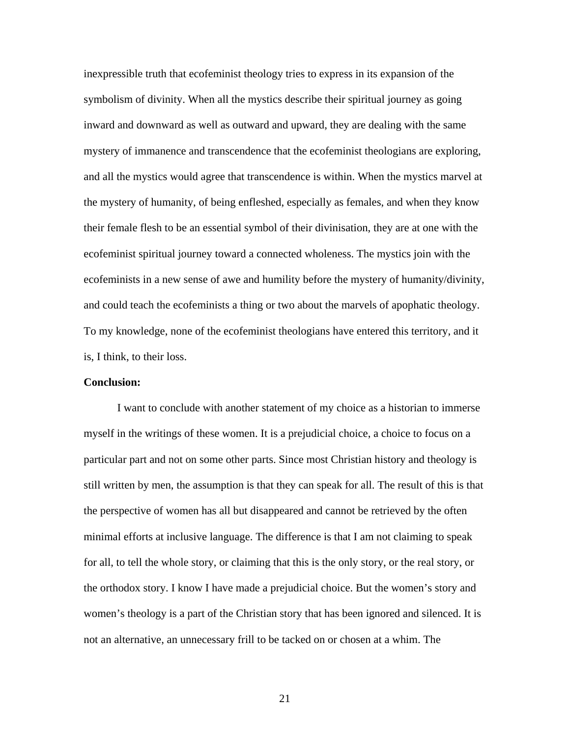inexpressible truth that ecofeminist theology tries to express in its expansion of the symbolism of divinity. When all the mystics describe their spiritual journey as going inward and downward as well as outward and upward, they are dealing with the same mystery of immanence and transcendence that the ecofeminist theologians are exploring, and all the mystics would agree that transcendence is within. When the mystics marvel at the mystery of humanity, of being enfleshed, especially as females, and when they know their female flesh to be an essential symbol of their divinisation, they are at one with the ecofeminist spiritual journey toward a connected wholeness. The mystics join with the ecofeminists in a new sense of awe and humility before the mystery of humanity/divinity, and could teach the ecofeminists a thing or two about the marvels of apophatic theology. To my knowledge, none of the ecofeminist theologians have entered this territory, and it is, I think, to their loss.

**Conclusion:**

I want to conclude with another statement of my choice as a historian to immerse myself in the writings of these women. It is a prejudicial choice, a choice to focus on a particular part and not on some other parts. Since most Christian history and theology is still written by men, the assumption is that they can speak for all. The result of this is that the perspective of women has all but disappeared and cannot be retrieved by the often minimal efforts at inclusive language. The difference is that I am not claiming to speak for all, to tell the whole story, or claiming that this is the only story, or the real story, or the orthodox story. I know I have made a prejudicial choice. But the women's story and women's theology is a part of the Christian story that has been ignored and silenced. It is not an alternative, an unnecessary frill to be tacked on or chosen at a whim. The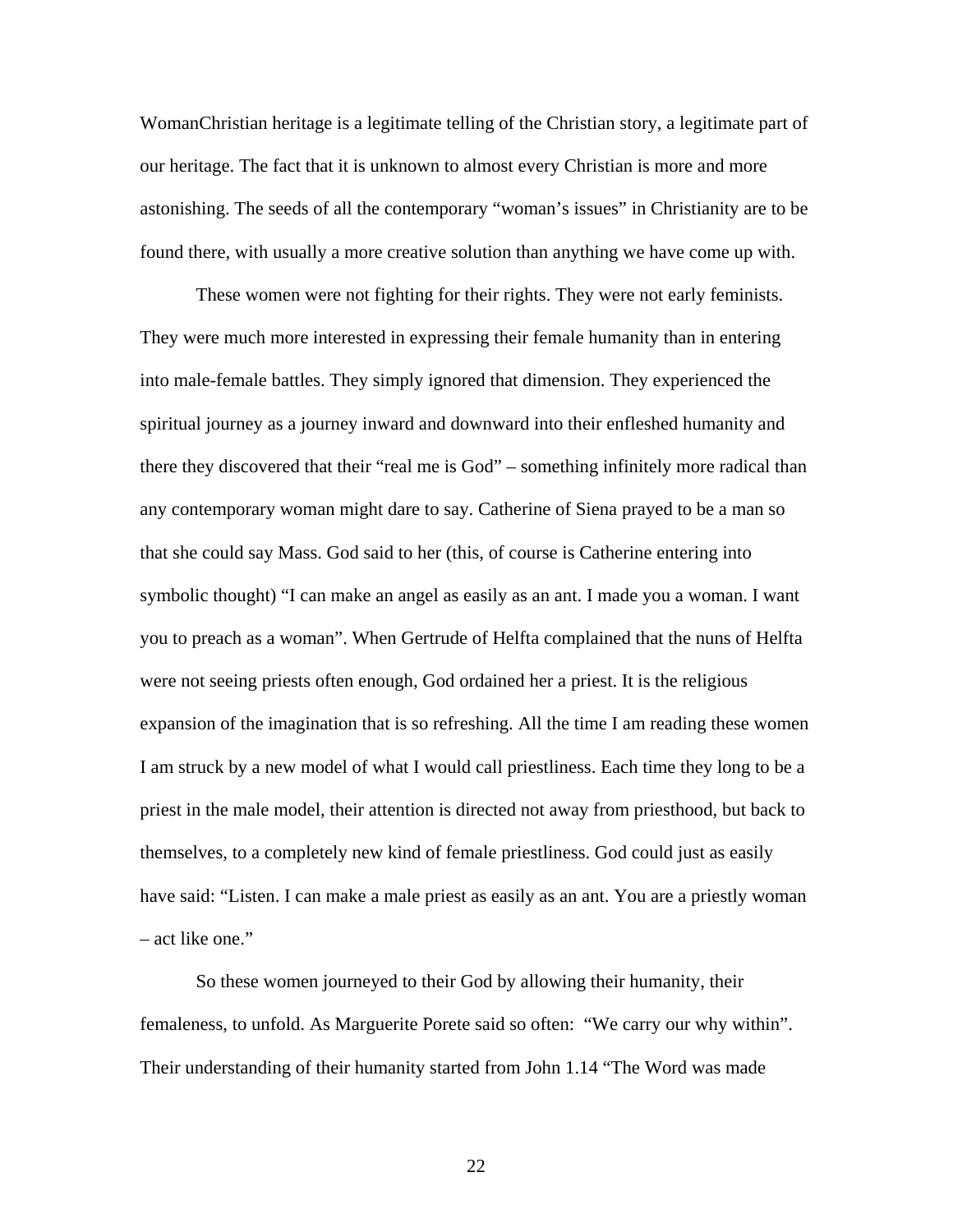WomanChristian heritage is a legitimate telling of the Christian story, a legitimate part of our heritage. The fact that it is unknown to almost every Christian is more and more astonishing. The seeds of all the contemporary "woman's issues" in Christianity are to be found there, with usually a more creative solution than anything we have come up with.

These women were not fighting for their rights. They were not early feminists. They were much more interested in expressing their female humanity than in entering into male-female battles. They simply ignored that dimension. They experienced the spiritual journey as a journey inward and downward into their enfleshed humanity and there they discovered that their "real me is God" – something infinitely more radical than any contemporary woman might dare to say. Catherine of Siena prayed to be a man so that she could say Mass. God said to her (this, of course is Catherine entering into symbolic thought) "I can make an angel as easily as an ant. I made you a woman. I want you to preach as a woman". When Gertrude of Helfta complained that the nuns of Helfta were not seeing priests often enough, God ordained her a priest. It is the religious expansion of the imagination that is so refreshing. All the time I am reading these women I am struck by a new model of what I would call priestliness. Each time they long to be a priest in the male model, their attention is directed not away from priesthood, but back to themselves, to a completely new kind of female priestliness. God could just as easily have said: "Listen. I can make a male priest as easily as an ant. You are a priestly woman – act like one."

So these women journeyed to their God by allowing their humanity, their femaleness, to unfold. As Marguerite Porete said so often: "We carry our why within". Their understanding of their humanity started from John 1.14 "The Word was made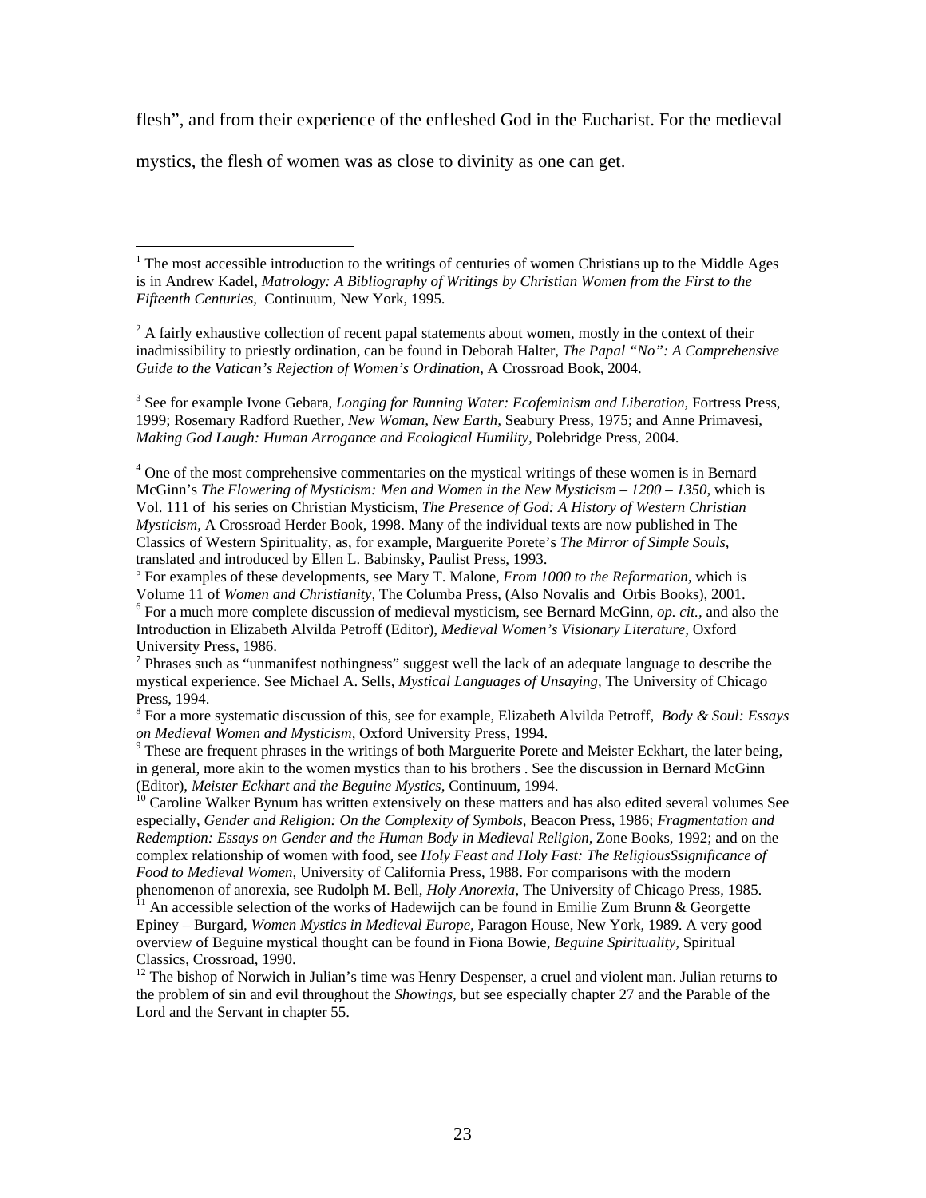flesh", and from their experience of the enfleshed God in the Eucharist. For the medieval mystics, the flesh of women was as close to divinity as one can get.

---

[1] The most accessible introduction to the writings of centuries of women Christians up to the Middle Ages is in Andrew Kadel, *Matrology: A Bibliography of Writings by Christian Women from the First to the Fifteenth Centuries,* Continuum, New York, 1995.

[2] A fairly exhaustive collection of recent papal statements about women, mostly in the context of their inadmissibility to priestly ordination, can be found in Deborah Halter, *The Papal "No": A Comprehensive Guide to the Vatican's Rejection of Women's Ordination,* A Crossroad Book, 2004.

[3] See for example Ivone Gebara, *Longing for Running Water: Ecofeminism and Liberation,* Fortress Press, 1999; Rosemary Radford Ruether, *New Woman, New Earth,* Seabury Press, 1975; and Anne Primavesi, *Making God Laugh: Human Arrogance and Ecological Humility,* Polebridge Press, 2004.

[4] One of the most comprehensive commentaries on the mystical writings of these women is in Bernard McGinn's *The Flowering of Mysticism: Men and Women in the New Mysticism – 1200 – 1350,* which is Vol. 111 of his series on Christian Mysticism, *The Presence of God: A History of Western Christian Mysticism,* A Crossroad Herder Book, 1998. Many of the individual texts are now published in The Classics of Western Spirituality, as, for example, Marguerite Porete's *The Mirror of Simple Souls,* translated and introduced by Ellen L. Babinsky, Paulist Press, 1993.

[5] For examples of these developments, see Mary T. Malone, *From 1000 to the Reformation,* which is Volume 11 of *Women and Christianity,* The Columba Press, (Also Novalis and Orbis Books), 2001.

[6] For a much more complete discussion of medieval mysticism, see Bernard McGinn, *op. cit.,* and also the Introduction in Elizabeth Alvilda Petroff (Editor), *Medieval Women's Visionary Literature,* Oxford University Press, 1986.

[7] Phrases such as "unmanifest nothingness" suggest well the lack of an adequate language to describe the mystical experience. See Michael A. Sells, *Mystical Languages of Unsaying,* The University of Chicago Press, 1994.

[8] For a more systematic discussion of this, see for example, Elizabeth Alvilda Petroff, *Body & Soul: Essays on Medieval Women and Mysticism,* Oxford University Press, 1994.

[9] These are frequent phrases in the writings of both Marguerite Porete and Meister Eckhart, the later being, in general, more akin to the women mystics than to his brothers . See the discussion in Bernard McGinn (Editor), *Meister Eckhart and the Beguine Mystics,* Continuum, 1994.

[10] Caroline Walker Bynum has written extensively on these matters and has also edited several volumes See especially, *Gender and Religion: On the Complexity of Symbols,* Beacon Press, 1986; *Fragmentation and Redemption: Essays on Gender and the Human Body in Medieval Religion,* Zone Books, 1992; and on the complex relationship of women with food, see *Holy Feast and Holy Fast: The ReligiousSsignificance of Food to Medieval Women,* University of California Press, 1988. For comparisons with the modern phenomenon of anorexia, see Rudolph M. Bell, *Holy Anorexia,* The University of Chicago Press, 1985.

[11] An accessible selection of the works of Hadewijch can be found in Emilie Zum Brunn & Georgette Epiney – Burgard, *Women Mystics in Medieval Europe,* Paragon House, New York, 1989. A very good overview of Beguine mystical thought can be found in Fiona Bowie, *Beguine Spirituality,* Spiritual Classics, Crossroad, 1990.

[12] The bishop of Norwich in Julian's time was Henry Despenser, a cruel and violent man. Julian returns to the problem of sin and evil throughout the *Showings,* but see especially chapter 27 and the Parable of the Lord and the Servant in chapter 55.